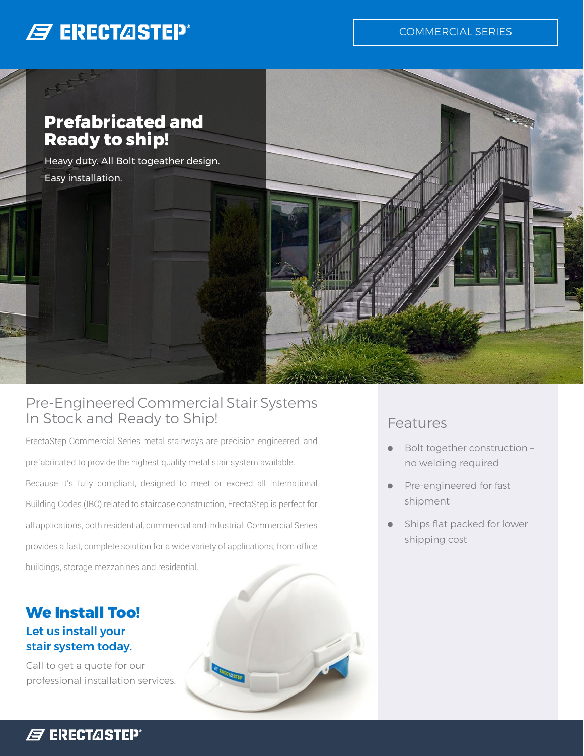ERECTASTEP®

COMMERCIAL SERIES

# Prefabricated and Ready to ship!

Heavy duty. All Bolt togeather design.

Easy installation.

## Pre-Engineered Commercial Stair Systems In Stock and Ready to Ship!

ErectaStep Commercial Series metal stairways are precision engineered, and prefabricated to provide the highest quality metal stair system available. Because it's fully compliant, designed to meet or exceed all International Building Codes (IBC) related to staircase construction, ErectaStep is perfect for all applications, both residential, commercial and industrial. Commercial Series provides a fast, complete solution for a wide variety of applications, from office buildings, storage mezzanines and residential.

## We Install Too!

### Let us install your stair system today.

Call to get a quote for our professional installation services.

## Features

- Bolt together construction – no welding required
- Pre-engineered for fast shipment
- Ships flat packed for lower shipping cost

ERECTASTEP®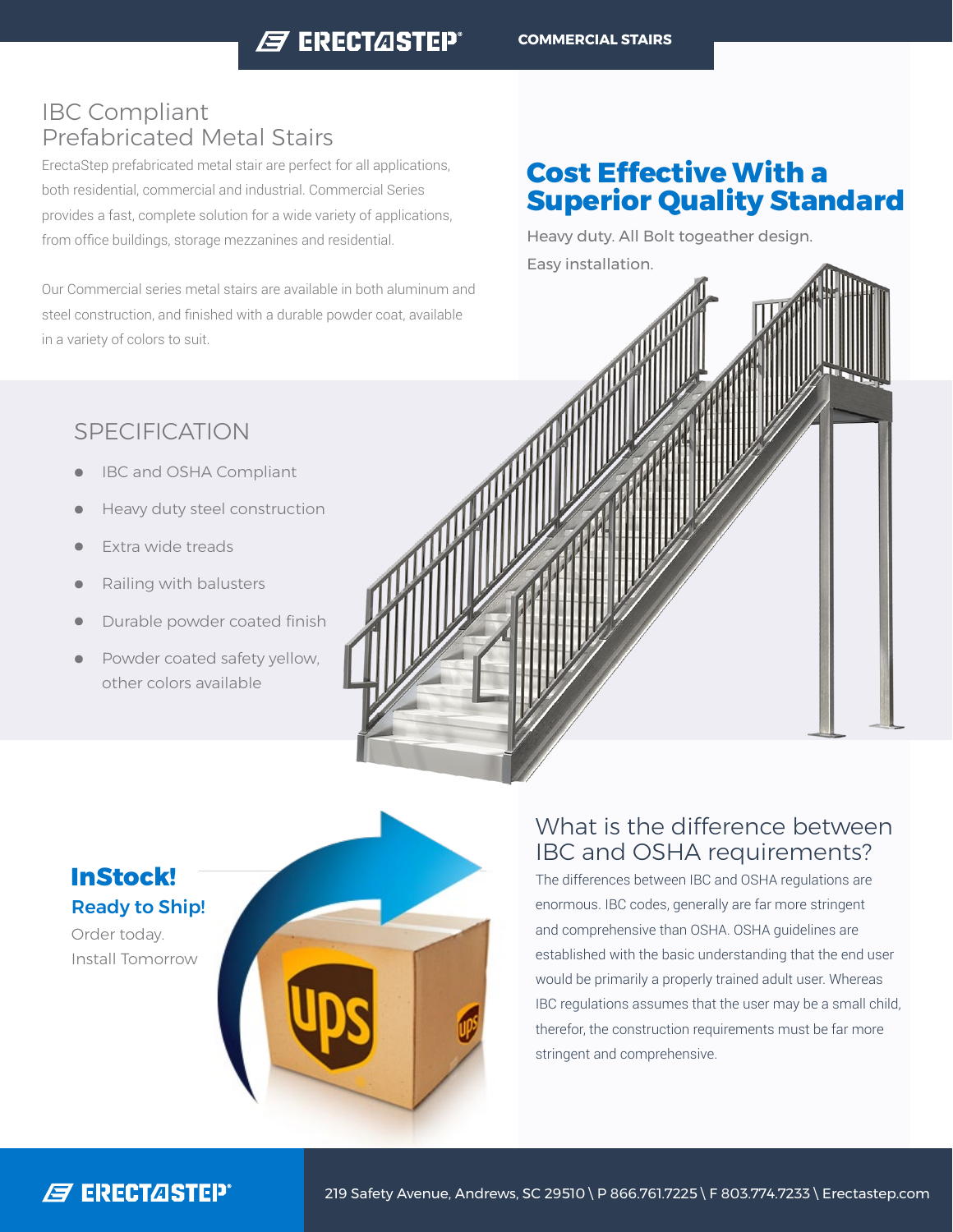ERECTASTEP® COMMERCIAL STAIRS

# IBC Compliant Prefabricated Metal Stairs

ErectaStep prefabricated metal stair are perfect for all applications, both residential, commercial and industrial. Commercial Series provides a fast, complete solution for a wide variety of applications, from office buildings, storage mezzanines and residential.

Our Commercial series metal stairs are available in both aluminum and steel construction, and finished with a durable powder coat, available in a variety of colors to suit.

## Cost Effective With a Superior Quality Standard

Heavy duty. All Bolt togeather design.

Easy installation.

## SPECIFICATION

- IBC and OSHA Compliant
- Heavy duty steel construction
- Extra wide treads
- Railing with balusters
- Durable powder coated finish
- Powder coated safety yellow, other colors available

**InStock!**

**Ready to Ship!**

Order today.

Install Tomorrow

## What is the difference between IBC and OSHA requirements?

The differences between IBC and OSHA regulations are enormous. IBC codes, generally are far more stringent and comprehensive than OSHA. OSHA guidelines are established with the basic understanding that the end user would be primarily a properly trained adult user. Whereas IBC regulations assumes that the user may be a small child, therefor, the construction requirements must be far more stringent and comprehensive.

ERECTASTEP® 219 Safety Avenue, Andrews, SC 29510 \ P 866.761.7225 \ F 803.774.7233 \ Erectastep.com